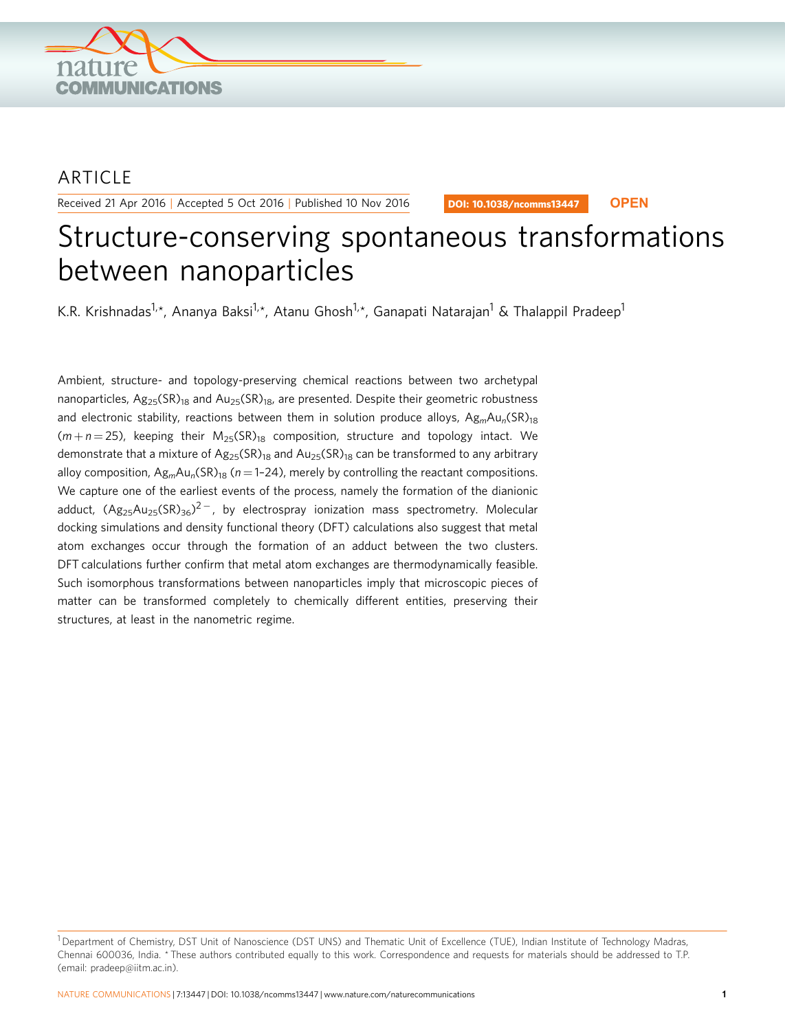ARTICLE

Received 21 Apr 2016 | Accepted 5 Oct 2016 | Published 10 Nov 2016

DOI: 10.1038/ncomms13447 **OPEN**

# Structure-conserving spontaneous transformations between nanoparticles

K.R. Krishnadas[1,*], Ananya Baksi[1,*], Atanu Ghosh[1,*], Ganapati Natarajan[1] & Thalappil Pradeep[1]

Ambient, structure- and topology-preserving chemical reactions between two archetypal nanoparticles, $Ag_{25}(SR)_{18}$ and $Au_{25}(SR)_{18}$, are presented. Despite their geometric robustness and electronic stability, reactions between them in solution produce alloys, $Ag_mAu_n(SR)_{18}$ ($m + n = 25$), keeping their $M_{25}(SR)_{18}$ composition, structure and topology intact. We demonstrate that a mixture of $Ag_{25}(SR)_{18}$ and $Au_{25}(SR)_{18}$ can be transformed to any arbitrary alloy composition, $Ag_mAu_n(SR)_{18}$ ($n = 1$–$24$), merely by controlling the reactant compositions. We capture one of the earliest events of the process, namely the formation of the dianionic adduct, $(Ag_{25}Au_{25}(SR)_{36})^{2-}$, by electrospray ionization mass spectrometry. Molecular docking simulations and density functional theory (DFT) calculations also suggest that metal atom exchanges occur through the formation of an adduct between the two clusters. DFT calculations further confirm that metal atom exchanges are thermodynamically feasible. Such isomorphous transformations between nanoparticles imply that microscopic pieces of matter can be transformed completely to chemically different entities, preserving their structures, at least in the nanometric regime.

[1] Department of Chemistry, DST Unit of Nanoscience (DST UNS) and Thematic Unit of Excellence (TUE), Indian Institute of Technology Madras, Chennai 600036, India. * These authors contributed equally to this work. Correspondence and requests for materials should be addressed to T.P. (email: pradeep@iitm.ac.in).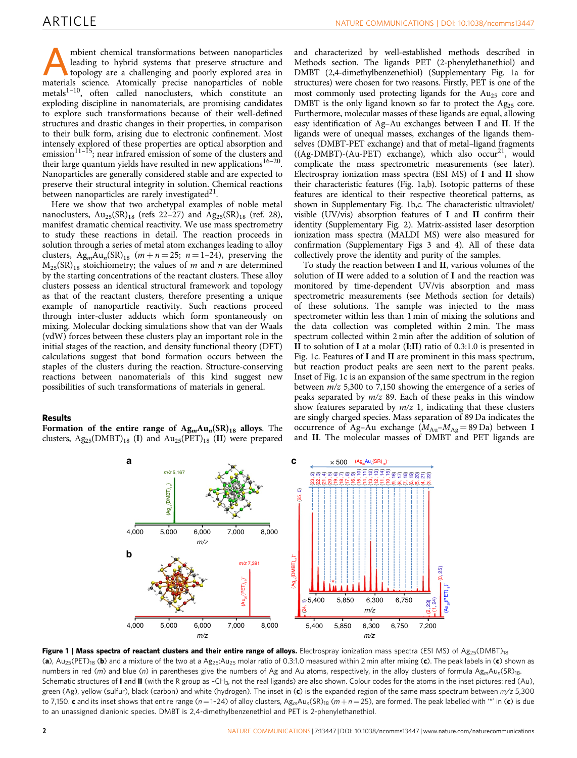Ambient chemical transformations between nanoparticles leading to hybrid systems that preserve structure and topology are a challenging and poorly explored area in materials science. Atomically precise nanoparticles of noble metals[1–10], often called nanoclusters, which constitute an exploding discipline in nanomaterials, are promising candidates to explore such transformations because of their well-defined structures and drastic changes in their properties, in comparison to their bulk form, arising due to electronic confinement. Most intensely explored of these properties are optical absorption and emission[11–15]; near infrared emission of some of the clusters and their large quantum yields have resulted in new applications[16–20]. Nanoparticles are generally considered stable and are expected to preserve their structural integrity in solution. Chemical reactions between nanoparticles are rarely investigated[21].

Here we show that two archetypal examples of noble metal nanoclusters, $Au_{25}(SR)_{18}$ (refs 22–27) and $Ag_{25}(SR)_{18}$ (ref. 28), manifest dramatic chemical reactivity. We use mass spectrometry to study these reactions in detail. The reaction proceeds in solution through a series of metal atom exchanges leading to alloy clusters, $Ag_mAu_n(SR)_{18}$ ($m+n=25$; $n=1$–24), preserving the $M_{25}(SR)_{18}$ stoichiometry; the values of $m$ and $n$ are determined by the starting concentrations of the reactant clusters. These alloy clusters possess an identical structural framework and topology as that of the reactant clusters, therefore presenting a unique example of nanoparticle reactivity. Such reactions proceed through inter-cluster adducts which form spontaneously on mixing. Molecular docking simulations show that van der Waals (vdW) forces between these clusters play an important role in the initial stages of the reaction, and density functional theory (DFT) calculations suggest that bond formation occurs between the staples of the clusters during the reaction. Structure-conserving reactions between nanomaterials of this kind suggest new possibilities of such transformations of materials in general.

## Results

**Formation of the entire range of $Ag_mAu_n(SR)_{18}$ alloys.** The clusters, $Ag_{25}(DMBT)_{18}$ (**I**) and $Au_{25}(PET)_{18}$ (**II**) were prepared and characterized by well-established methods described in Methods section. The ligands PET (2-phenylethanethiol) and DMBT (2,4-dimethylbenzenethiol) (Supplementary Fig. 1a for structures) were chosen for two reasons. Firstly, PET is one of the most commonly used protecting ligands for the $Au_{25}$ core and DMBT is the only ligand known so far to protect the $Ag_{25}$ core. Furthermore, molecular masses of these ligands are equal, allowing easy identification of Ag–Au exchanges between **I** and **II**. If the ligands were of unequal masses, exchanges of the ligands themselves (DMBT-PET exchange) and that of metal–ligand fragments ((Ag-DMBT)-(Au-PET) exchange), which also occur[21], would complicate the mass spectrometric measurements (see later). Electrospray ionization mass spectra (ESI MS) of **I** and **II** show their characteristic features (Fig. 1a,b). Isotopic patterns of these features are identical to their respective theoretical patterns, as shown in Supplementary Fig. 1b,c. The characteristic ultraviolet/visible (UV/vis) absorption features of **I** and **II** confirm their identity (Supplementary Fig. 2). Matrix-assisted laser desorption ionization mass spectra (MALDI MS) were also measured for confirmation (Supplementary Figs 3 and 4). All of these data collectively prove the identity and purity of the samples.

To study the reaction between **I** and **II**, various volumes of the solution of **II** were added to a solution of **I** and the reaction was monitored by time-dependent UV/vis absorption and mass spectrometric measurements (see Methods section for details) of these solutions. The sample was injected to the mass spectrometer within less than 1 min of mixing the solutions and the data collection was completed within 2 min. The mass spectrum collected within 2 min after the addition of solution of **II** to solution of **I** at a molar (**I**:**II**) ratio of 0.3:1.0 is presented in Fig. 1c. Features of **I** and **II** are prominent in this mass spectrum, but reaction product peaks are seen next to the parent peaks. Inset of Fig. 1c is an expansion of the same spectrum in the region between $m/z$ 5,300 to 7,150 showing the emergence of a series of peaks separated by $m/z$ 89. Each of these peaks in this window show features separated by $m/z$ 1, indicating that these clusters are singly charged species. Mass separation of 89 Da indicates the occurrence of Ag–Au exchange ($M_{Au}$–$M_{Ag}$ = 89 Da) between **I** and **II**. The molecular masses of DMBT and PET ligands are

**Figure 1 | Mass spectra of reactant clusters and their entire range of alloys.** Electrospray ionization mass spectra (ESI MS) of $Ag_{25}(DMBT)_{18}$ (**a**), $Au_{25}(PET)_{18}$ (**b**) and a mixture of the two at a $Ag_{25}$:$Au_{25}$ molar ratio of 0.3:1.0 measured within 2 min after mixing (**c**). The peak labels in (**c**) shown as numbers in red ($m$) and blue ($n$) in parentheses give the numbers of Ag and Au atoms, respectively, in the alloy clusters of formula $Ag_mAu_n(SR)_{18}$. Schematic structures of **I** and **II** (with the R group as $-CH_3$, not the real ligands) are also shown. Colour codes for the atoms in the inset pictures: red (Au), green (Ag), yellow (sulfur), black (carbon) and white (hydrogen). The inset in (**c**) is the expanded region of the same mass spectrum between $m/z$ 5,300 to 7,150. **c** and its inset shows that entire range ($n=1$–24) of alloy clusters, $Ag_mAu_n(SR)_{18}$ ($m+n=25$), are formed. The peak labelled with '*' in (**c**) is due to an unassigned dianionic species. DMBT is 2,4-dimethylbenzenethiol and PET is 2-phenylethanethiol.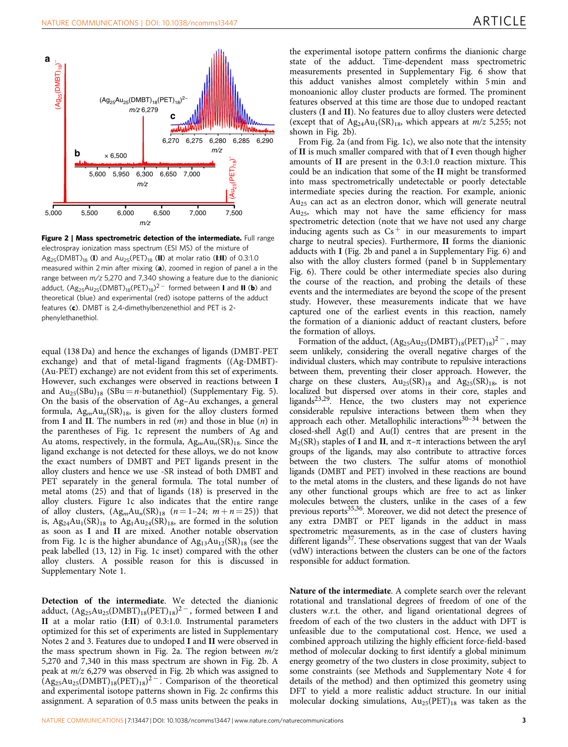**Figure 2 | Mass spectrometric detection of the intermediate.** Full range electrospray ionization mass spectrum (ESI MS) of the mixture of $Ag_{25}(DMBT)_{18}$ (**I**) and $Au_{25}(PET)_{18}$ (**II**) at molar ratio (**I**:**II**) of 0.3:1.0 measured within 2 min after mixing (**a**), zoomed in region of panel a in the range between $m/z$ 5,270 and 7,340 showing a feature due to the dianionic adduct, $(Ag_{25}Au_{25}(DMBT)_{18}(PET)_{18})^{2-}$ formed between **I** and **II** (**b**) and theoretical (blue) and experimental (red) isotope patterns of the adduct features (**c**). DMBT is 2,4-dimethylbenzenethiol and PET is 2-phenylethanethiol.

equal (138 Da) and hence the exchanges of ligands (DMBT-PET exchange) and that of metal-ligand fragments ((Ag-DMBT)-(Au-PET) exchange) are not evident from this set of experiments. However, such exchanges were observed in reactions between **I** and $Au_{25}(SBu)_{18}$ (SBu = $n$-butanethiol) (Supplementary Fig. 5). On the basis of the observation of Ag–Au exchanges, a general formula, $Ag_mAu_n(SR)_{18}$, is given for the alloy clusters formed from **I** and **II**. The numbers in red ($m$) and those in blue ($n$) in the parentheses of Fig. 1c represent the numbers of Ag and Au atoms, respectively, in the formula, $Ag_mAu_n(SR)_{18}$. Since the ligand exchange is not detected for these alloys, we do not know the exact numbers of DMBT and PET ligands present in the alloy clusters and hence we use -SR instead of both DMBT and PET separately in the general formula. The total number of metal atoms (25) and that of ligands (18) is preserved in the alloy clusters. Figure 1c also indicates that the entire range of alloy clusters, $(Ag_mAu_n(SR)_{18}$ $(n = 1–24;$ $m + n = 25))$ that is, $Ag_{24}Au_1(SR)_{18}$ to $Ag_1Au_{24}(SR)_{18}$, are formed in the solution as soon as **I** and **II** are mixed. Another notable observation from Fig. 1c is the higher abundance of $Ag_{13}Au_{12}(SR)_{18}$ (see the peak labelled (13, 12) in Fig. 1c inset) compared with the other alloy clusters. A possible reason for this is discussed in Supplementary Note 1.

**Detection of the intermediate**. We detected the dianionic adduct, $(Ag_{25}Au_{25}(DMBT)_{18}(PET)_{18})^{2-}$, formed between **I** and **II** at a molar ratio (**I**:**II**) of 0.3:1.0. Instrumental parameters optimized for this set of experiments are listed in Supplementary Notes 2 and 3. Features due to undoped **I** and **II** were observed in the mass spectrum shown in Fig. 2a. The region between $m/z$ 5,270 and 7,340 in this mass spectrum are shown in Fig. 2b. A peak at $m/z$ 6,279 was observed in Fig. 2b which was assigned to $(Ag_{25}Au_{25}(DMBT)_{18}(PET)_{18})^{2-}$. Comparison of the theoretical and experimental isotope patterns shown in Fig. 2c confirms this assignment. A separation of 0.5 mass units between the peaks in the experimental isotope pattern confirms the dianionic charge state of the adduct. Time-dependent mass spectrometric measurements presented in Supplementary Fig. 6 show that this adduct vanishes almost completely within 5 min and monoanionic alloy cluster products are formed. The prominent features observed at this time are those due to undoped reactant clusters (**I** and **II**). No features due to alloy clusters were detected (except that of $Ag_{24}Au_1(SR)_{18}$, which appears at $m/z$ 5,255; not shown in Fig. 2b).

From Fig. 2a (and from Fig. 1c), we also note that the intensity of **II** is much smaller compared with that of **I** even though higher amounts of **II** are present in the 0.3:1.0 reaction mixture. This could be an indication that some of the **II** might be transformed into mass spectrometrically undetectable or poorly detectable intermediate species during the reaction. For example, anionic $Au_{25}$ can act as an electron donor, which will generate neutral $Au_{25}$, which may not have the same efficiency for mass spectrometric detection (note that we have not used any charge inducing agents such as $Cs^+$ in our measurements to impart charge to neutral species). Furthermore, **II** forms the dianionic adducts with **I** (Fig. 2b and panel a in Supplementary Fig. 6) and also with the alloy clusters formed (panel b in Supplementary Fig. 6). There could be other intermediate species also during the course of the reaction, and probing the details of these events and the intermediates are beyond the scope of the present study. However, these measurements indicate that we have captured one of the earliest events in this reaction, namely the formation of a dianionic adduct of reactant clusters, before the formation of alloys.

Formation of the adduct, $(Ag_{25}Au_{25}(DMBT)_{18}(PET)_{18})^{2-}$, may seem unlikely, considering the overall negative charges of the individual clusters, which may contribute to repulsive interactions between them, preventing their closer approach. However, the charge on these clusters, $Au_{25}(SR)_{18}$ and $Ag_{25}(SR)_{18}$, is not localized but dispersed over atoms in their core, staples and ligands[23,29]. Hence, the two clusters may not experience considerable repulsive interactions between them when they approach each other. Metallophilic interactions[30–34] between the closed-shell Ag(I) and Au(I) centres that are present in the $M_2(SR)_3$ staples of **I** and **II**, and π–π interactions between the aryl groups of the ligands, may also contribute to attractive forces between the two clusters. The sulfur atoms of monothiol ligands (DMBT and PET) involved in these reactions are bound to the metal atoms in the clusters, and these ligands do not have any other functional groups which are free to act as linker molecules between the clusters, unlike in the cases of a few previous reports[35,36]. Moreover, we did not detect the presence of any extra DMBT or PET ligands in the adduct in mass spectrometric measurements, as in the case of clusters having different ligands[37]. These observations suggest that van der Waals (vdW) interactions between the clusters can be one of the factors responsible for adduct formation.

**Nature of the intermediate**. A complete search over the relevant rotational and translational degrees of freedom of one of the clusters w.r.t. the other, and ligand orientational degrees of freedom of each of the two clusters in the adduct with DFT is unfeasible due to the computational cost. Hence, we used a combined approach utilizing the highly efficient force-field-based method of molecular docking to first identify a global minimum energy geometry of the two clusters in close proximity, subject to some constraints (see Methods and Supplementary Note 4 for details of the method) and then optimized this geometry using DFT to yield a more realistic adduct structure. In our initial molecular docking simulations, $Au_{25}(PET)_{18}$ was taken as the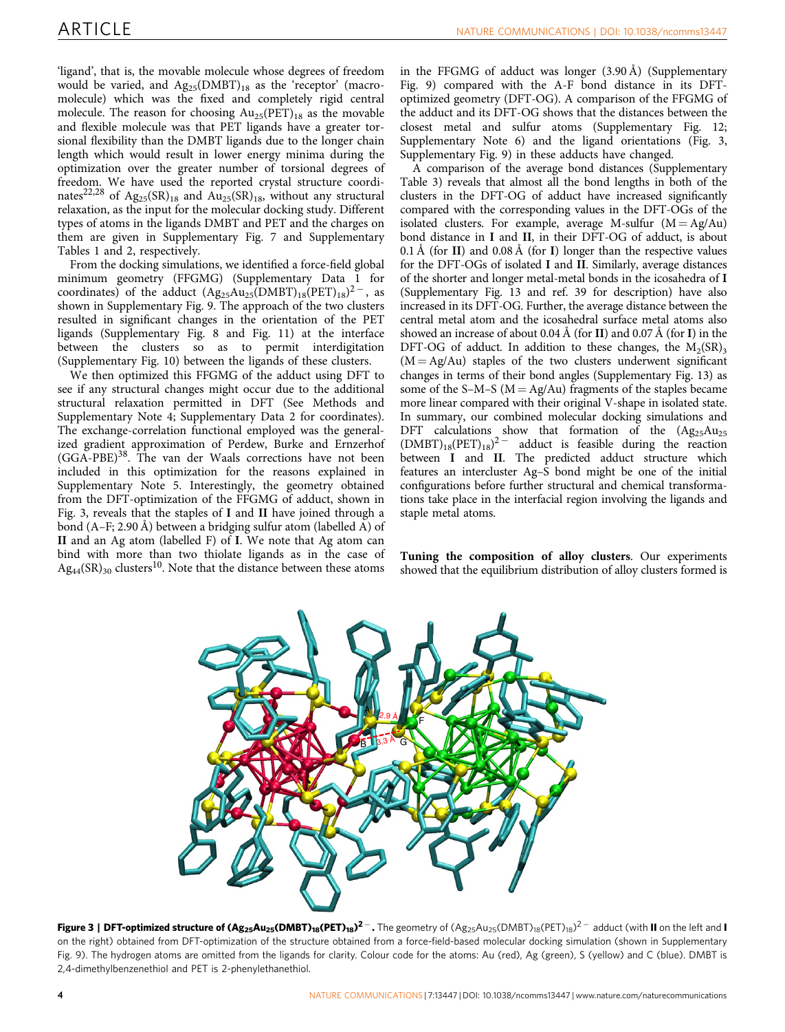'ligand', that is, the movable molecule whose degrees of freedom would be varied, and $Ag_{25}(DMBT)_{18}$ as the 'receptor' (macromolecule) which was the fixed and completely rigid central molecule. The reason for choosing $Au_{25}(PET)_{18}$ as the movable and flexible molecule was that PET ligands have a greater torsional flexibility than the DMBT ligands due to the longer chain length which would result in lower energy minima during the optimization over the greater number of torsional degrees of freedom. We have used the reported crystal structure coordinates[22,28] of $Ag_{25}(SR)_{18}$ and $Au_{25}(SR)_{18}$, without any structural relaxation, as the input for the molecular docking study. Different types of atoms in the ligands DMBT and PET and the charges on them are given in Supplementary Fig. 7 and Supplementary Tables 1 and 2, respectively.

From the docking simulations, we identified a force-field global minimum geometry (FFGMG) (Supplementary Data 1 for coordinates) of the adduct $(Ag_{25}Au_{25}(DMBT)_{18}(PET)_{18})^{2-}$, as shown in Supplementary Fig. 9. The approach of the two clusters resulted in significant changes in the orientation of the PET ligands (Supplementary Fig. 8 and Fig. 11) at the interface between the clusters so as to permit interdigitation (Supplementary Fig. 10) between the ligands of these clusters.

We then optimized this FFGMG of the adduct using DFT to see if any structural changes might occur due to the additional structural relaxation permitted in DFT (See Methods and Supplementary Note 4; Supplementary Data 2 for coordinates). The exchange-correlation functional employed was the generalized gradient approximation of Perdew, Burke and Ernzerhof (GGA-PBE)[38]. The van der Waals corrections have not been included in this optimization for the reasons explained in Supplementary Note 5. Interestingly, the geometry obtained from the DFT-optimization of the FFGMG of adduct, shown in Fig. 3, reveals that the staples of **I** and **II** have joined through a bond (A–F; 2.90 Å) between a bridging sulfur atom (labelled A) of **II** and an Ag atom (labelled F) of **I**. We note that Ag atom can bind with more than two thiolate ligands as in the case of $Ag_{44}(SR)_{30}$ clusters[10]. Note that the distance between these atoms in the FFGMG of adduct was longer (3.90 Å) (Supplementary Fig. 9) compared with the A-F bond distance in its DFT-optimized geometry (DFT-OG). A comparison of the FFGMG of the adduct and its DFT-OG shows that the distances between the closest metal and sulfur atoms (Supplementary Fig. 12; Supplementary Note 6) and the ligand orientations (Fig. 3, Supplementary Fig. 9) in these adducts have changed.

A comparison of the average bond distances (Supplementary Table 3) reveals that almost all the bond lengths in both of the clusters in the DFT-OG of adduct have increased significantly compared with the corresponding values in the DFT-OGs of the isolated clusters. For example, average M-sulfur (M = Ag/Au) bond distance in **I** and **II**, in their DFT-OG of adduct, is about 0.1 Å (for **II**) and 0.08 Å (for **I**) longer than the respective values for the DFT-OGs of isolated **I** and **II**. Similarly, average distances of the shorter and longer metal-metal bonds in the icosahedra of **I** (Supplementary Fig. 13 and ref. 39 for description) have also increased in its DFT-OG. Further, the average distance between the central metal atom and the icosahedral surface metal atoms also showed an increase of about 0.04 Å (for **II**) and 0.07 Å (for **I**) in the DFT-OG of adduct. In addition to these changes, the $M_2(SR)_3$ (M = Ag/Au) staples of the two clusters underwent significant changes in terms of their bond angles (Supplementary Fig. 13) as some of the S–M–S (M = Ag/Au) fragments of the staples became more linear compared with their original V-shape in isolated state. In summary, our combined molecular docking simulations and DFT calculations show that formation of the $(Ag_{25}Au_{25}(DMBT)_{18}(PET)_{18})^{2-}$ adduct is feasible during the reaction between **I** and **II**. The predicted adduct structure which features an intercluster Ag–S bond might be one of the initial configurations before further structural and chemical transformations take place in the interfacial region involving the ligands and staple metal atoms.

**Tuning the composition of alloy clusters.** Our experiments showed that the equilibrium distribution of alloy clusters formed is

**Figure 3 | DFT-optimized structure of $(Ag_{25}Au_{25}(DMBT)_{18}(PET)_{18})^{2-}$.** The geometry of $(Ag_{25}Au_{25}(DMBT)_{18}(PET)_{18})^{2-}$ adduct (with **II** on the left and **I** on the right) obtained from DFT-optimization of the structure obtained from a force-field-based molecular docking simulation (shown in Supplementary Fig. 9). The hydrogen atoms are omitted from the ligands for clarity. Colour code for the atoms: Au (red), Ag (green), S (yellow) and C (blue). DMBT is 2,4-dimethylbenzenethiol and PET is 2-phenylethanethiol.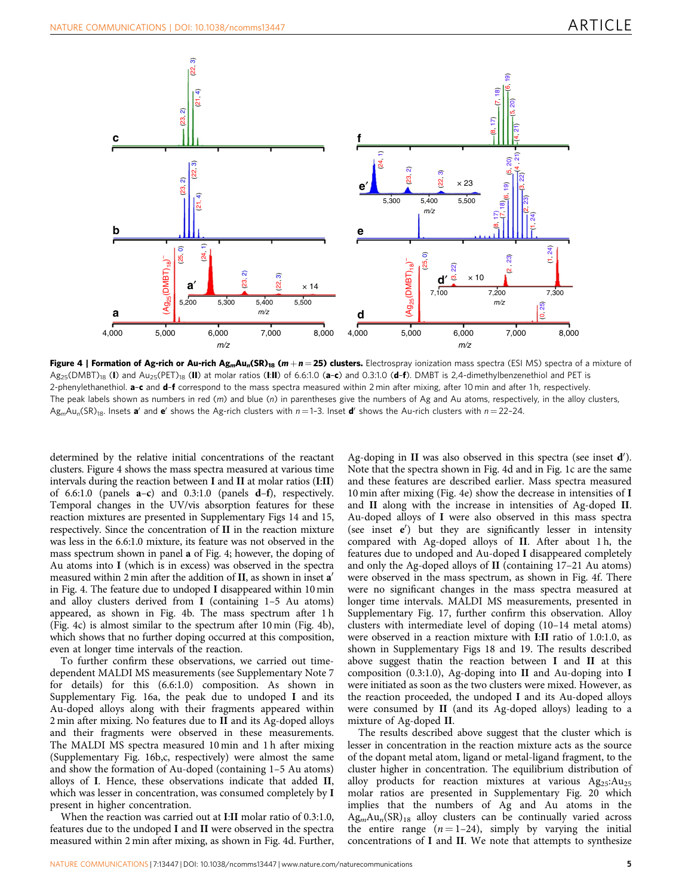**Figure 4 | Formation of Ag-rich or Au-rich $Ag_mAu_n(SR)_{18}$ ($m+n=25$) clusters.** Electrospray ionization mass spectra (ESI MS) spectra of a mixture of $Ag_{25}(DMBT)_{18}$ (**I**) and $Au_{25}(PET)_{18}$ (**II**) at molar ratios (**I**:**II**) of 6.6:1.0 (**a**–**c**) and 0.3:1.0 (**d**–**f**). DMBT is 2,4-dimethylbenzenethiol and PET is 2-phenylethanethiol. **a**–**c** and **d**–**f** correspond to the mass spectra measured within 2 min after mixing, after 10 min and after 1 h, respectively. The peak labels shown as numbers in red ($m$) and blue ($n$) in parentheses give the numbers of Ag and Au atoms, respectively, in the alloy clusters, $Ag_mAu_n(SR)_{18}$. Insets **a′** and **e′** shows the Ag-rich clusters with $n=1$–3. Inset **d′** shows the Au-rich clusters with $n=22$–24.

determined by the relative initial concentrations of the reactant clusters. Figure 4 shows the mass spectra measured at various time intervals during the reaction between **I** and **II** at molar ratios (**I**:**II**) of 6.6:1.0 (panels **a**–**c**) and 0.3:1.0 (panels **d**–**f**), respectively. Temporal changes in the UV/vis absorption features for these reaction mixtures are presented in Supplementary Figs 14 and 15, respectively. Since the concentration of **II** in the reaction mixture was less in the 6.6:1.0 mixture, its feature was not observed in the mass spectrum shown in panel **a** of Fig. 4; however, the doping of Au atoms into **I** (which is in excess) was observed in the spectra measured within 2 min after the addition of **II**, as shown in inset **a′** in Fig. 4. The feature due to undoped **I** disappeared within 10 min and alloy clusters derived from **I** (containing 1–5 Au atoms) appeared, as shown in Fig. 4b. The mass spectrum after 1 h (Fig. 4c) is almost similar to the spectrum after 10 min (Fig. 4b), which shows that no further doping occurred at this composition, even at longer time intervals of the reaction.

To further confirm these observations, we carried out time-dependent MALDI MS measurements (see Supplementary Note 7 for details) for this (6.6:1.0) composition. As shown in Supplementary Fig. 16a, the peak due to undoped **I** and its Au-doped alloys along with their fragments appeared within 2 min after mixing. No features due to **II** and its Ag-doped alloys and their fragments were observed in these measurements. The MALDI MS spectra measured 10 min and 1 h after mixing (Supplementary Fig. 16b,c, respectively) were almost the same and show the formation of Au-doped (containing 1–5 Au atoms) alloys of **I**. Hence, these observations indicate that added **II**, which was lesser in concentration, was consumed completely by **I** present in higher concentration.

When the reaction was carried out at **I**:**II** molar ratio of 0.3:1.0, features due to the undoped **I** and **II** were observed in the spectra measured within 2 min after mixing, as shown in Fig. 4d. Further, Ag-doping in **II** was also observed in this spectra (see inset **d′**). Note that the spectra shown in Fig. 4d and in Fig. 1c are the same and these features are described earlier. Mass spectra measured 10 min after mixing (Fig. 4e) show the decrease in intensities of **I** and **II** along with the increase in intensities of Ag-doped **II**. Au-doped alloys of **I** were also observed in this mass spectra (see inset **e′**) but they are significantly lesser in intensity compared with Ag-doped alloys of **II**. After about 1 h, the features due to undoped and Au-doped **I** disappeared completely and only the Ag-doped alloys of **II** (containing 17–21 Au atoms) were observed in the mass spectrum, as shown in Fig. 4f. There were no significant changes in the mass spectra measured at longer time intervals. MALDI MS measurements, presented in Supplementary Fig. 17, further confirm this observation. Alloy clusters with intermediate level of doping (10–14 metal atoms) were observed in a reaction mixture with **I**:**II** ratio of 1.0:1.0, as shown in Supplementary Figs 18 and 19. The results described above suggest thatin the reaction between **I** and **II** at this composition (0.3:1.0), Ag-doping into **II** and Au-doping into **I** were initiated as soon as the two clusters were mixed. However, as the reaction proceeded, the undoped **I** and its Au-doped alloys were consumed by **II** (and its Ag-doped alloys) leading to a mixture of Ag-doped **II**.

The results described above suggest that the cluster which is lesser in concentration in the reaction mixture acts as the source of the dopant metal atom, ligand or metal-ligand fragment, to the cluster higher in concentration. The equilibrium distribution of alloy products for reaction mixtures at various $Ag_{25}$:$Au_{25}$ molar ratios are presented in Supplementary Fig. 20 which implies that the numbers of Ag and Au atoms in the $Ag_mAu_n(SR)_{18}$ alloy clusters can be continually varied across the entire range ($n=1$–24), simply by varying the initial concentrations of **I** and **II**. We note that attempts to synthesize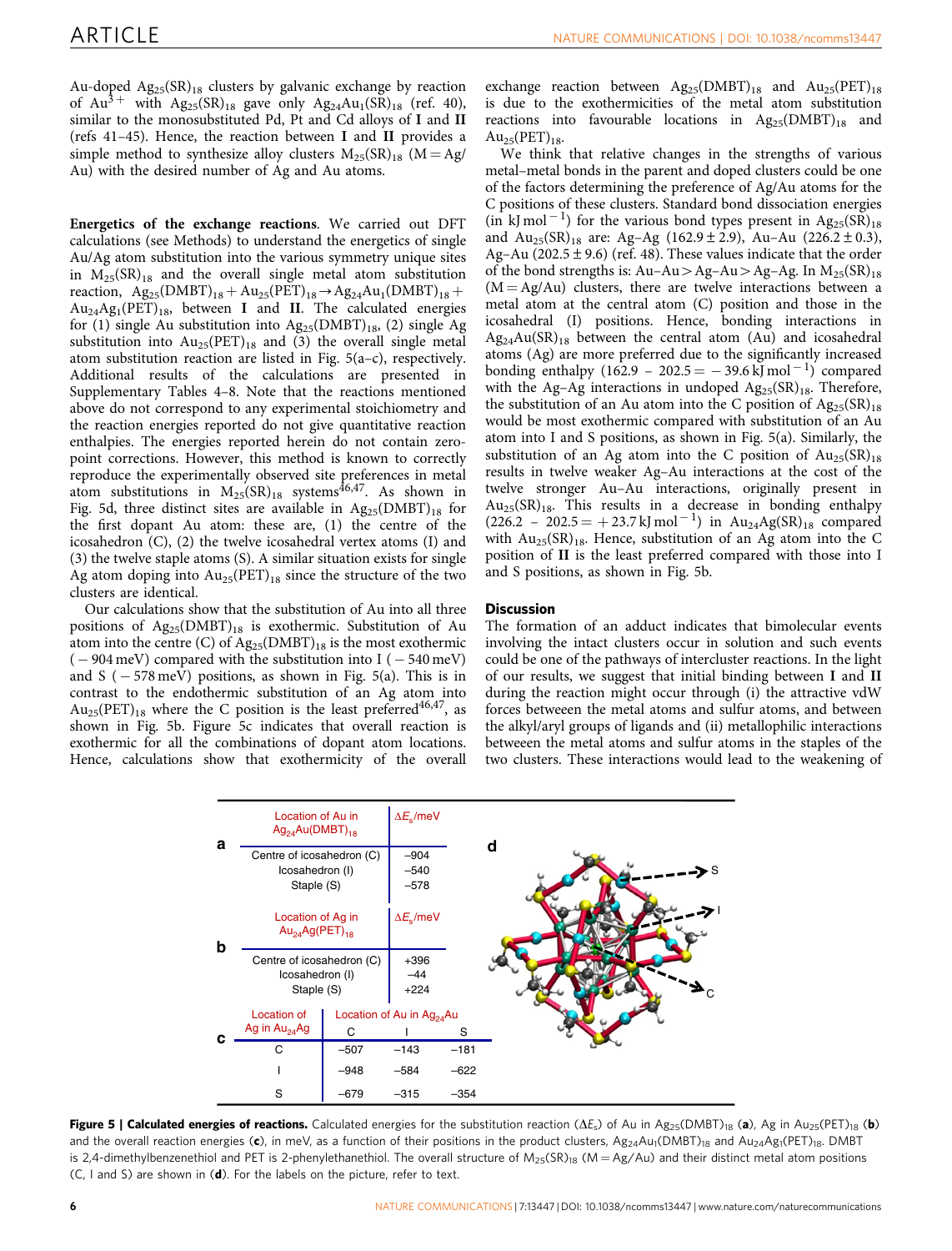Au-doped $Ag_{25}(SR)_{18}$ clusters by galvanic exchange by reaction of $Au^{3+}$ with $Ag_{25}(SR)_{18}$ gave only $Ag_{24}Au_1(SR)_{18}$ (ref. 40), similar to the monosubstituted Pd, Pt and Cd alloys of **I** and **II** (refs 41–45). Hence, the reaction between **I** and **II** provides a simple method to synthesize alloy clusters $M_{25}(SR)_{18}$ (M = Ag/Au) with the desired number of Ag and Au atoms.

**Energetics of the exchange reactions.** We carried out DFT calculations (see Methods) to understand the energetics of single Au/Ag atom substitution into the various symmetry unique sites in $M_{25}(SR)_{18}$ and the overall single metal atom substitution reaction, $Ag_{25}(DMBT)_{18} + Au_{25}(PET)_{18} \rightarrow Ag_{24}Au_1(DMBT)_{18} + Au_{24}Ag_1(PET)_{18}$, between **I** and **II**. The calculated energies for (1) single Au substitution into $Ag_{25}(DMBT)_{18}$, (2) single Ag substitution into $Au_{25}(PET)_{18}$ and (3) the overall single metal atom substitution reaction are listed in Fig. 5(a–c), respectively. Additional results of the calculations are presented in Supplementary Tables 4–8. Note that the reactions mentioned above do not correspond to any experimental stoichiometry and the reaction energies reported do not give quantitative reaction enthalpies. The energies reported herein do not contain zero-point corrections. However, this method is known to correctly reproduce the experimentally observed site preferences in metal atom substitutions in $M_{25}(SR)_{18}$ systems[46,47]. As shown in Fig. 5d, three distinct sites are available in $Ag_{25}(DMBT)_{18}$ for the first dopant Au atom: these are, (1) the centre of the icosahedron (C), (2) the twelve icosahedral vertex atoms (I) and (3) the twelve staple atoms (S). A similar situation exists for single Ag atom doping into $Au_{25}(PET)_{18}$ since the structure of the two clusters are identical.

Our calculations show that the substitution of Au into all three positions of $Ag_{25}(DMBT)_{18}$ is exothermic. Substitution of Au atom into the centre (C) of $Ag_{25}(DMBT)_{18}$ is the most exothermic (−904 meV) compared with the substitution into I (−540 meV) and S (−578 meV) positions, as shown in Fig. 5(a). This is in contrast to the endothermic substitution of an Ag atom into $Au_{25}(PET)_{18}$ where the C position is the least preferred[46,47], as shown in Fig. 5b. Figure 5c indicates that overall reaction is exothermic for all the combinations of dopant atom locations. Hence, calculations show that exothermicity of the overall exchange reaction between $Ag_{25}(DMBT)_{18}$ and $Au_{25}(PET)_{18}$ is due to the exothermicities of the metal atom substitution reactions into favourable locations in $Ag_{25}(DMBT)_{18}$ and $Au_{25}(PET)_{18}$.

We think that relative changes in the strengths of various metal–metal bonds in the parent and doped clusters could be one of the factors determining the preference of Ag/Au atoms for the C positions of these clusters. Standard bond dissociation energies (in $kJ\,mol^{-1}$) for the various bond types present in $Ag_{25}(SR)_{18}$ and $Au_{25}(SR)_{18}$ are: Ag–Ag (162.9 ± 2.9), Au–Au (226.2 ± 0.3), Ag–Au (202.5 ± 9.6) (ref. 48). These values indicate that the order of the bond strengths is: Au–Au > Ag–Au > Ag–Ag. In $M_{25}(SR)_{18}$ (M = Ag/Au) clusters, there are twelve interactions between a metal atom at the central atom (C) position and those in the icosahedral (I) positions. Hence, bonding interactions in $Ag_{24}Au(SR)_{18}$ between the central atom (Au) and icosahedral atoms (Ag) are more preferred due to the significantly increased bonding enthalpy ($162.9 - 202.5 = -39.6\,kJ\,mol^{-1}$) compared with the Ag–Ag interactions in undoped $Ag_{25}(SR)_{18}$. Therefore, the substitution of an Au atom into the C position of $Ag_{25}(SR)_{18}$ would be most exothermic compared with substitution of an Au atom into I and S positions, as shown in Fig. 5(a). Similarly, the substitution of an Ag atom into the C position of $Au_{25}(SR)_{18}$ results in twelve weaker Ag–Au interactions at the cost of the twelve stronger Au–Au interactions, originally present in $Au_{25}(SR)_{18}$. This results in a decrease in bonding enthalpy ($226.2 - 202.5 = +23.7\,kJ\,mol^{-1}$) in $Au_{24}Ag(SR)_{18}$ compared with $Au_{25}(SR)_{18}$. Hence, substitution of an Ag atom into the C position of **II** is the least preferred compared with those into I and S positions, as shown in Fig. 5b.

## Discussion

The formation of an adduct indicates that bimolecular events involving the intact clusters occur in solution and such events could be one of the pathways of intercluster reactions. In the light of our results, we suggest that initial binding between **I** and **II** during the reaction might occur through (i) the attractive vdW forces between the metal atoms and sulfur atoms, and between the alkyl/aryl groups of ligands and (ii) metallophilic interactions betweeen the metal atoms and sulfur atoms in the staples of the two clusters. These interactions would lead to the weakening of

**a**

| Location of Au in $Ag_{24}Au(DMBT)_{18}$ | $\Delta E_s$/meV |
|---|---|
| Centre of icosahedron (C) | −904 |
| Icosahedron (I) | −540 |
| Staple (S) | −578 |

**b**

| Location of Ag in $Au_{24}Ag(PET)_{18}$ | $\Delta E_s$/meV |
|---|---|
| Centre of icosahedron (C) | +396 |
| Icosahedron (I) | −44 |
| Staple (S) | +224 |

**c**

| Location of Ag in $Au_{24}Ag$ | Location of Au in $Ag_{24}Au$ | | |
|---|---|---|---|
| | C | I | S |
| C | −507 | −143 | −181 |
| I | −948 | −584 | −622 |
| S | −679 | −315 | −354 |

**Figure 5 | Calculated energies of reactions.** Calculated energies for the substitution reaction ($\Delta E_s$) of Au in $Ag_{25}(DMBT)_{18}$ (**a**), Ag in $Au_{25}(PET)_{18}$ (**b**) and the overall reaction energies (**c**), in meV, as a function of their positions in the product clusters, $Ag_{24}Au_1(DMBT)_{18}$ and $Au_{24}Ag_1(PET)_{18}$. DMBT is 2,4-dimethylbenzenethiol and PET is 2-phenylethanethiol. The overall structure of $M_{25}(SR)_{18}$ (M = Ag/Au) and their distinct metal atom positions (C, I and S) are shown in (**d**). For the labels on the picture, refer to text.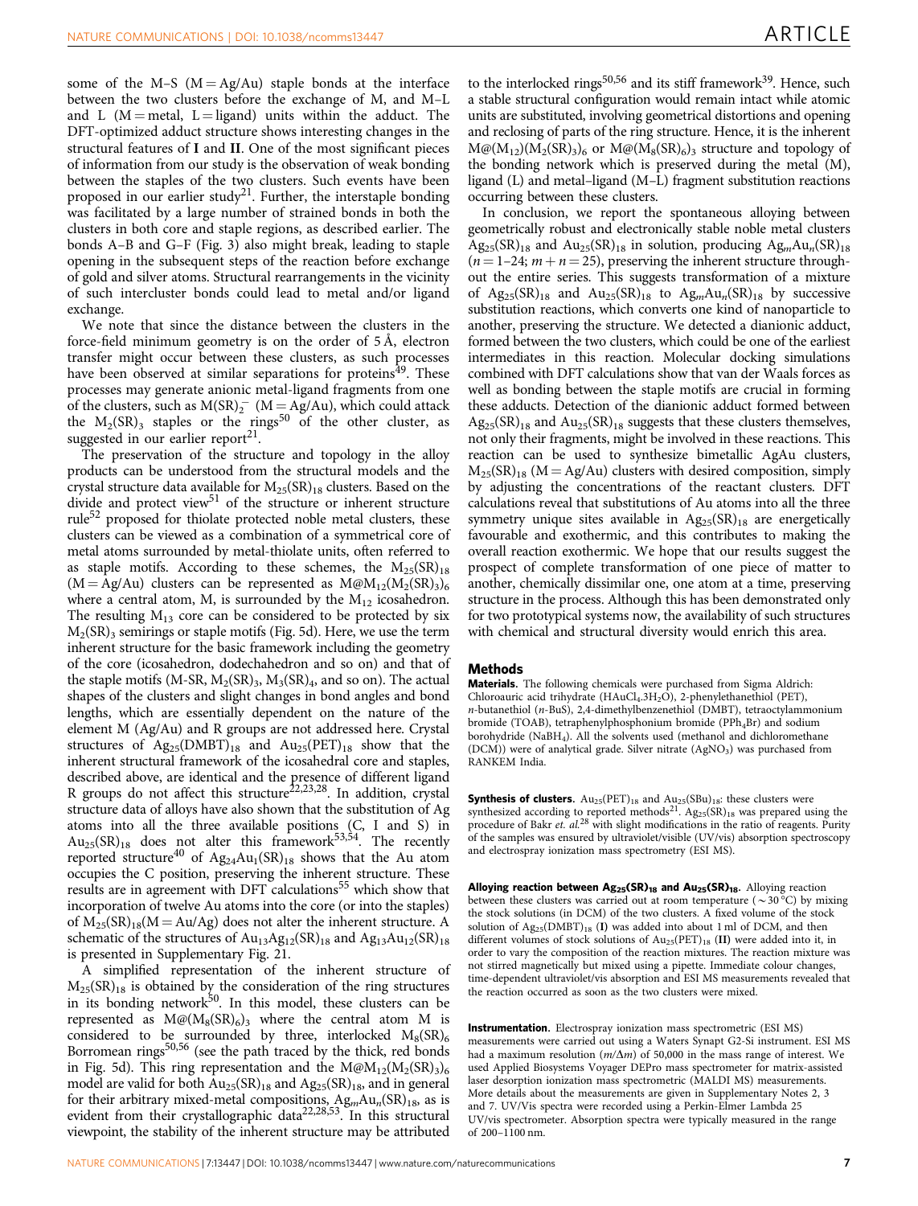some of the M–S (M = Ag/Au) staple bonds at the interface between the two clusters before the exchange of M, and M–L and L (M = metal, L = ligand) units within the adduct. The DFT-optimized adduct structure shows interesting changes in the structural features of **I** and **II**. One of the most significant pieces of information from our study is the observation of weak bonding between the staples of the two clusters. Such events have been proposed in our earlier study[21]. Further, the interstaple bonding was facilitated by a large number of strained bonds in both the clusters in both core and staple regions, as described earlier. The bonds A–B and G–F (Fig. 3) also might break, leading to staple opening in the subsequent steps of the reaction before exchange of gold and silver atoms. Structural rearrangements in the vicinity of such intercluster bonds could lead to metal and/or ligand exchange.

We note that since the distance between the clusters in the force-field minimum geometry is on the order of 5 Å, electron transfer might occur between these clusters, as such processes have been observed at similar separations for proteins[49]. These processes may generate anionic metal-ligand fragments from one of the clusters, such as $M(SR)_2^-$ (M = Ag/Au), which could attack the $M_2(SR)_3$ staples or the rings[50] of the other cluster, as suggested in our earlier report[21].

The preservation of the structure and topology in the alloy products can be understood from the structural models and the crystal structure data available for $M_{25}(SR)_{18}$ clusters. Based on the divide and protect view[51] of the structure or inherent structure rule[52] proposed for thiolate protected noble metal clusters, these clusters can be viewed as a combination of a symmetrical core of metal atoms surrounded by metal-thiolate units, often referred to as staple motifs. According to these schemes, the $M_{25}(SR)_{18}$ (M = Ag/Au) clusters can be represented as $M@M_{12}(M_2(SR)_3)_6$ where a central atom, M, is surrounded by the $M_{12}$ icosahedron. The resulting $M_{13}$ core can be considered to be protected by six $M_2(SR)_3$ semirings or staple motifs (Fig. 5d). Here, we use the term inherent structure for the basic framework including the geometry of the core (icosahedron, dodechahedron and so on) and that of the staple motifs (M-SR, $M_2(SR)_3$, $M_3(SR)_4$, and so on). The actual shapes of the clusters and slight changes in bond angles and bond lengths, which are essentially dependent on the nature of the element M (Ag/Au) and R groups are not addressed here. Crystal structures of $Ag_{25}(DMBT)_{18}$ and $Au_{25}(PET)_{18}$ show that the inherent structural framework of the icosahedral core and staples, described above, are identical and the presence of different ligand R groups do not affect this structure[22,23,28]. In addition, crystal structure data of alloys have also shown that the substitution of Ag atoms into all the three available positions (C, I and S) in $Au_{25}(SR)_{18}$ does not alter this framework[53,54]. The recently reported structure[40] of $Ag_{24}Au_1(SR)_{18}$ shows that the Au atom occupies the C position, preserving the inherent structure. These results are in agreement with DFT calculations[55] which show that incorporation of twelve Au atoms into the core (or into the staples) of $M_{25}(SR)_{18}$(M = Au/Ag) does not alter the inherent structure. A schematic of the structures of $Au_{13}Ag_{12}(SR)_{18}$ and $Ag_{13}Au_{12}(SR)_{18}$ is presented in Supplementary Fig. 21.

A simplified representation of the inherent structure of $M_{25}(SR)_{18}$ is obtained by the consideration of the ring structures in its bonding network[50]. In this model, these clusters can be represented as $M@(M_8(SR)_6)_3$ where the central atom M is considered to be surrounded by three, interlocked $M_8(SR)_6$ Borromean rings[50,56] (see the path traced by the thick, red bonds in Fig. 5d). This ring representation and the $M@M_{12}(M_2(SR)_3)_6$ model are valid for both $Au_{25}(SR)_{18}$ and $Ag_{25}(SR)_{18}$, and in general for their arbitrary mixed-metal compositions, $Ag_mAu_n(SR)_{18}$, as is evident from their crystallographic data[22,28,53]. In this structural viewpoint, the stability of the inherent structure may be attributed to the interlocked rings[50,56] and its stiff framework[39]. Hence, such a stable structural configuration would remain intact while atomic units are substituted, involving geometrical distortions and opening and reclosing of parts of the ring structure. Hence, it is the inherent $M@(M_{12})(M_2(SR)_3)_6$ or $M@(M_8(SR)_6)_3$ structure and topology of the bonding network which is preserved during the metal (M), ligand (L) and metal–ligand (M–L) fragment substitution reactions occurring between these clusters.

In conclusion, we report the spontaneous alloying between geometrically robust and electronically stable noble metal clusters $Ag_{25}(SR)_{18}$ and $Au_{25}(SR)_{18}$ in solution, producing $Ag_mAu_n(SR)_{18}$ ($n = 1$–$24$; $m + n = 25$), preserving the inherent structure throughout the entire series. This suggests transformation of a mixture of $Ag_{25}(SR)_{18}$ and $Au_{25}(SR)_{18}$ to $Ag_mAu_n(SR)_{18}$ by successive substitution reactions, which converts one kind of nanoparticle to another, preserving the structure. We detected a dianionic adduct, formed between the two clusters, which could be one of the earliest intermediates in this reaction. Molecular docking simulations combined with DFT calculations show that van der Waals forces as well as bonding between the staple motifs are crucial in forming these adducts. Detection of the dianionic adduct formed between $Ag_{25}(SR)_{18}$ and $Au_{25}(SR)_{18}$ suggests that these clusters themselves, not only their fragments, might be involved in these reactions. This reaction can be used to synthesize bimetallic AgAu clusters, $M_{25}(SR)_{18}$ (M = Ag/Au) clusters with desired composition, simply by adjusting the concentrations of the reactant clusters. DFT calculations reveal that substitutions of Au atoms into all the three symmetry unique sites available in $Ag_{25}(SR)_{18}$ are energetically favourable and exothermic, and this contributes to making the overall reaction exothermic. We hope that our results suggest the prospect of complete transformation of one piece of matter to another, chemically dissimilar one, one atom at a time, preserving structure in the process. Although this has been demonstrated only for two prototypical systems now, the availability of such structures with chemical and structural diversity would enrich this area.

## Methods

**Materials.** The following chemicals were purchased from Sigma Aldrich: Chloroauric acid trihydrate ($HAuCl_4.3H_2O$), 2-phenylethanethiol (PET), *n*-butanethiol (*n*-BuS), 2,4-dimethylbenzenethiol (DMBT), tetraoctylammonium bromide (TOAB), tetraphenylphosphonium bromide ($PPh_4Br$) and sodium borohydride ($NaBH_4$). All the solvents used (methanol and dichloromethane (DCM)) were of analytical grade. Silver nitrate ($AgNO_3$) was purchased from RANKEM India.

**Synthesis of clusters.** $Au_{25}(PET)_{18}$ and $Au_{25}(SBu)_{18}$: these clusters were synthesized according to reported methods[21]. $Ag_{25}(SR)_{18}$ was prepared using the procedure of Bakr *et. al.*[28] with slight modifications in the ratio of reagents. Purity of the samples was ensured by ultraviolet/visible (UV/vis) absorption spectroscopy and electrospray ionization mass spectrometry (ESI MS).

**Alloying reaction between $Ag_{25}(SR)_{18}$ and $Au_{25}(SR)_{18}$.** Alloying reaction between these clusters was carried out at room temperature (~30 °C) by mixing the stock solutions (in DCM) of the two clusters. A fixed volume of the stock solution of $Ag_{25}(DMBT)_{18}$ (**I**) was added into about 1 ml of DCM, and then different volumes of stock solutions of $Au_{25}(PET)_{18}$ (**II**) were added into it, in order to vary the composition of the reaction mixtures. The reaction mixture was not stirred magnetically but mixed using a pipette. Immediate colour changes, time-dependent ultraviolet/vis absorption and ESI MS measurements revealed that the reaction occurred as soon as the two clusters were mixed.

**Instrumentation.** Electrospray ionization mass spectrometric (ESI MS) measurements were carried out using a Waters Synapt G2-Si instrument. ESI MS had a maximum resolution ($m/\Delta m$) of 50,000 in the mass range of interest. We used Applied Biosystems Voyager DEPro mass spectrometer for matrix-assisted laser desorption ionization mass spectrometric (MALDI MS) measurements. More details about the measurements are given in Supplementary Notes 2, 3 and 7. UV/Vis spectra were recorded using a Perkin-Elmer Lambda 25 UV/vis spectrometer. Absorption spectra were typically measured in the range of 200–1100 nm.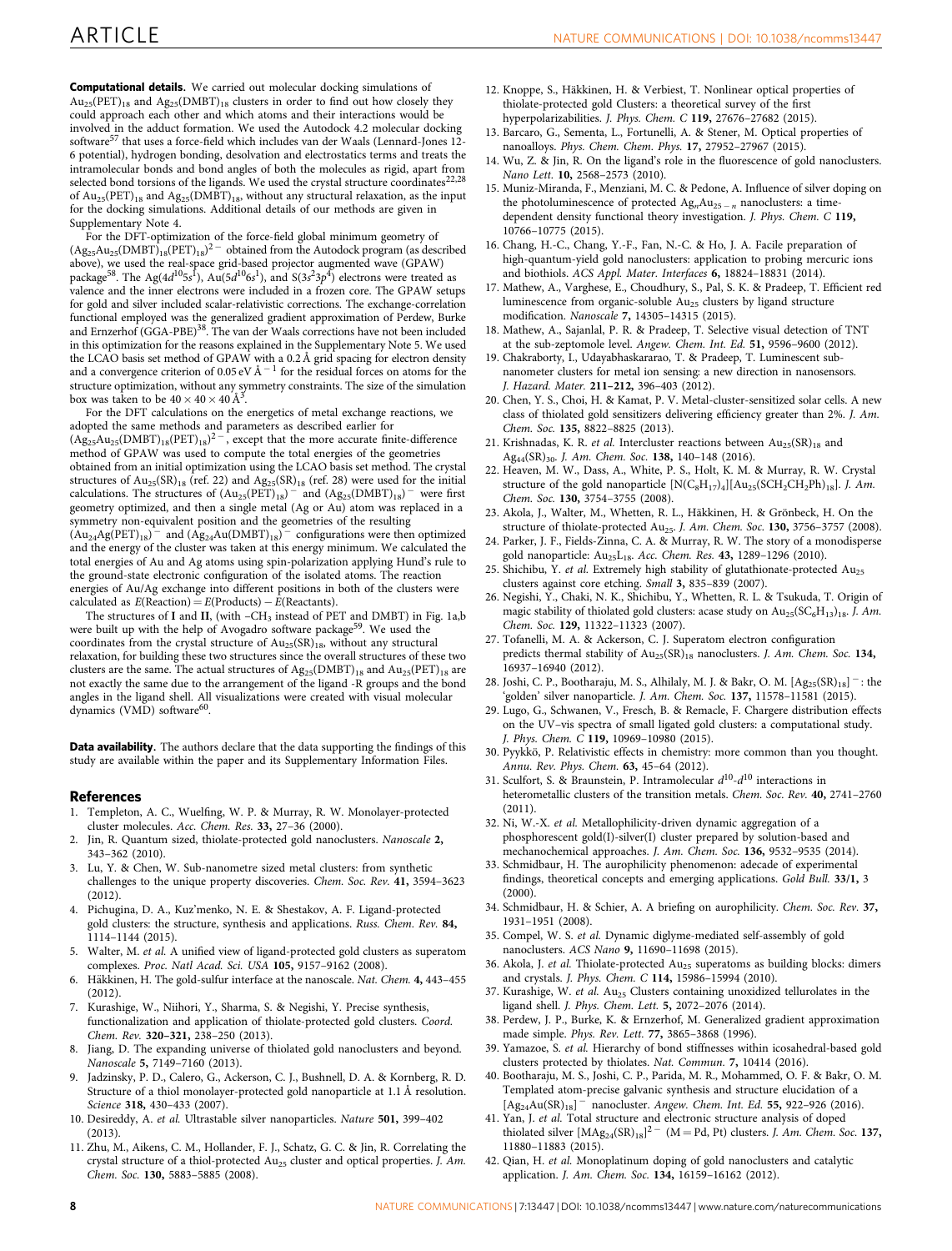**Computational details.** We carried out molecular docking simulations of $Au_{25}(PET)_{18}$ and $Ag_{25}(DMBT)_{18}$ clusters in order to find out how closely they could approach each other and which atoms and their interactions would be involved in the adduct formation. We used the Autodock 4.2 molecular docking software[57] that uses a force-field which includes van der Waals (Lennard-Jones 12-6 potential), hydrogen bonding, desolvation and electrostatics terms and treats the intramolecular bonds and bond angles of both the molecules as rigid, apart from selected bond torsions of the ligands. We used the crystal structure coordinates[22,28] of $Au_{25}(PET)_{18}$ and $Ag_{25}(DMBT)_{18}$, without any structural relaxation, as the input for the docking simulations. Additional details of our methods are given in Supplementary Note 4.

For the DFT-optimization of the force-field global minimum geometry of $(Ag_{25}Au_{25}(DMBT)_{18}(PET)_{18})^{2-}$ obtained from the Autodock program (as described above), we used the real-space grid-based projector augmented wave (GPAW) package[58]. The Ag($4d^{10}5s^1$), Au($5d^{10}6s^1$), and S($3s^23p^4$) electrons were treated as valence and the inner electrons were included in a frozen core. The GPAW setups for gold and silver included scalar-relativistic corrections. The exchange-correlation functional employed was the generalized gradient approximation of Perdew, Burke and Ernzerhof (GGA-PBE)[38]. The van der Waals corrections have not been included in this optimization for the reasons explained in the Supplementary Note 5. We used the LCAO basis set method of GPAW with a 0.2 Å grid spacing for electron density and a convergence criterion of 0.05 eV Å$^{-1}$ for the residual forces on atoms for the structure optimization, without any symmetry constraints. The size of the simulation box was taken to be $40 \times 40 \times 40$ Å$^3$.

For the DFT calculations on the energetics of metal exchange reactions, we adopted the same methods and parameters as described earlier for $(Ag_{25}Au_{25}(DMBT)_{18}(PET)_{18})^{2-}$, except that the more accurate finite-difference method of GPAW was used to compute the total energies of the geometries obtained from an initial optimization using the LCAO basis set method. The crystal structures of $Au_{25}(SR)_{18}$ (ref. 22) and $Ag_{25}(SR)_{18}$ (ref. 28) were used for the initial calculations. The structures of $(Au_{25}(PET)_{18})^-$ and $(Ag_{25}(DMBT)_{18})^-$ were first geometry optimized, and then a single metal (Ag or Au) atom was replaced in a symmetry non-equivalent position and the geometries of the resulting $(Au_{24}Ag(PET)_{18})^-$ and $(Ag_{24}Au(DMBT)_{18})^-$ configurations were then optimized and the energy of the cluster was taken at this energy minimum. We calculated the total energies of Au and Ag atoms using spin-polarization applying Hund's rule to the ground-state electronic configuration of the isolated atoms. The reaction energies of Au/Ag exchange into different positions in both of the clusters were calculated as $E$(Reaction) = $E$(Products) − $E$(Reactants).

The structures of **I** and **II**, (with $-CH_3$ instead of PET and DMBT) in Fig. 1a,b were built up with the help of Avogadro software package[59]. We used the coordinates from the crystal structure of $Au_{25}(SR)_{18}$, without any structural relaxation, for building these two structures since the overall structures of these two clusters are the same. The actual structures of $Ag_{25}(DMBT)_{18}$ and $Au_{25}(PET)_{18}$ are not exactly the same due to the arrangement of the ligand -R groups and the bond angles in the ligand shell. All visualizations were created with visual molecular dynamics (VMD) software[60].

**Data availability.** The authors declare that the data supporting the findings of this study are available within the paper and its Supplementary Information Files.

## References

1. Templeton, A. C., Wuelfing, W. P. & Murray, R. W. Monolayer-protected cluster molecules. *Acc. Chem. Res.* **33**, 27–36 (2000).
2. Jin, R. Quantum sized, thiolate-protected gold nanoclusters. *Nanoscale* **2**, 343–362 (2010).
3. Lu, Y. & Chen, W. Sub-nanometre sized metal clusters: from synthetic challenges to the unique property discoveries. *Chem. Soc. Rev.* **41**, 3594–3623 (2012).
4. Pichugina, D. A., Kuz'menko, N. E. & Shestakov, A. F. Ligand-protected gold clusters: the structure, synthesis and applications. *Russ. Chem. Rev.* **84**, 1114–1144 (2015).
5. Walter, M. *et al.* A unified view of ligand-protected gold clusters as superatom complexes. *Proc. Natl Acad. Sci. USA* **105**, 9157–9162 (2008).
6. Häkkinen, H. The gold-sulfur interface at the nanoscale. *Nat. Chem.* **4**, 443–455 (2012).
7. Kurashige, W., Niihori, Y., Sharma, S. & Negishi, Y. Precise synthesis, functionalization and application of thiolate-protected gold clusters. *Coord. Chem. Rev.* **320–321**, 238–250 (2013).
8. Jiang, D. The expanding universe of thiolated gold nanoclusters and beyond. *Nanoscale* **5**, 7149–7160 (2013).
9. Jadzinsky, P. D., Calero, G., Ackerson, C. J., Bushnell, D. A. & Kornberg, R. D. Structure of a thiol monolayer-protected gold nanoparticle at 1.1 Å resolution. *Science* **318**, 430–433 (2007).
10. Desireddy, A. *et al.* Ultrastable silver nanoparticles. *Nature* **501**, 399–402 (2013).
11. Zhu, M., Aikens, C. M., Hollander, F. J., Schatz, G. C. & Jin, R. Correlating the crystal structure of a thiol-protected $Au_{25}$ cluster and optical properties. *J. Am. Chem. Soc.* **130**, 5883–5885 (2008).
12. Knoppe, S., Häkkinen, H. & Verbiest, T. Nonlinear optical properties of thiolate-protected gold Clusters: a theoretical survey of the first hyperpolarizabilities. *J. Phys. Chem. C* **119**, 27676–27682 (2015).
13. Barcaro, G., Sementa, L., Fortunelli, A. & Stener, M. Optical properties of nanoalloys. *Phys. Chem. Chem. Phys.* **17**, 27952–27967 (2015).
14. Wu, Z. & Jin, R. On the ligand's role in the fluorescence of gold nanoclusters. *Nano Lett.* **10**, 2568–2573 (2010).
15. Muniz-Miranda, F., Menziani, M. C. & Pedone, A. Influence of silver doping on the photoluminescence of protected $Ag_nAu_{25-n}$ nanoclusters: a time-dependent density functional theory investigation. *J. Phys. Chem. C* **119**, 10766–10775 (2015).
16. Chang, H.-C., Chang, Y.-F., Fan, N.-C. & Ho, J. A. Facile preparation of high-quantum-yield gold nanoclusters: application to probing mercuric ions and biothiols. *ACS Appl. Mater. Interfaces* **6**, 18824–18831 (2014).
17. Mathew, A., Varghese, E., Choudhury, S., Pal, S. K. & Pradeep, T. Efficient red luminescence from organic-soluble $Au_{25}$ clusters by ligand structure modification. *Nanoscale* **7**, 14305–14315 (2015).
18. Mathew, A., Sajanlal, P. R. & Pradeep, T. Selective visual detection of TNT at the sub-zeptomole level. *Angew. Chem. Int. Ed.* **51**, 9596–9600 (2012).
19. Chakraborty, I., Udayabhaskararao, T. & Pradeep, T. Luminescent sub-nanometer clusters for metal ion sensing: a new direction in nanosensors. *J. Hazard. Mater.* **211–212**, 396–403 (2012).
20. Chen, Y. S., Choi, H. & Kamat, P. V. Metal-cluster-sensitized solar cells. A new class of thiolated gold sensitizers delivering efficiency greater than 2%. *J. Am. Chem. Soc.* **135**, 8822–8825 (2013).
21. Krishnadas, K. R. *et al.* Intercluster reactions between $Au_{25}(SR)_{18}$ and $Ag_{44}(SR)_{30}$. *J. Am. Chem. Soc.* **138**, 140–148 (2016).
22. Heaven, M. W., Dass, A., White, P. S., Holt, K. M. & Murray, R. W. Crystal structure of the gold nanoparticle $[N(C_8H_{17})_4][Au_{25}(SCH_2CH_2Ph)_{18}]$. *J. Am. Chem. Soc.* **130**, 3754–3755 (2008).
23. Akola, J., Walter, M., Whetten, R. L., Häkkinen, H. & Grönbeck, H. On the structure of thiolate-protected $Au_{25}$. *J. Am. Chem. Soc.* **130**, 3756–3757 (2008).
24. Parker, J. F., Fields-Zinna, C. A. & Murray, R. W. The story of a monodisperse gold nanoparticle: $Au_{25}L_{18}$. *Acc. Chem. Res.* **43**, 1289–1296 (2010).
25. Shichibu, Y. *et al.* Extremely high stability of glutathionate-protected $Au_{25}$ clusters against core etching. *Small* **3**, 835–839 (2007).
26. Negishi, Y., Chaki, N. K., Shichibu, Y., Whetten, R. L. & Tsukuda, T. Origin of magic stability of thiolated gold clusters: acase study on $Au_{25}(SC_6H_{13})_{18}$. *J. Am. Chem. Soc.* **129**, 11322–11323 (2007).
27. Tofanelli, M. A. & Ackerson, C. J. Superatom electron configuration predicts thermal stability of $Au_{25}(SR)_{18}$ nanoclusters. *J. Am. Chem. Soc.* **134**, 16937–16940 (2012).
28. Joshi, C. P., Bootharaju, M. S., Alhilaly, M. J. & Bakr, O. M. $[Ag_{25}(SR)_{18}]^-$: the 'golden' silver nanoparticle. *J. Am. Chem. Soc.* **137**, 11578–11581 (2015).
29. Lugo, G., Schwanen, V., Fresch, B. & Remacle, F. Chargere distribution effects on the UV–vis spectra of small ligated gold clusters: a computational study. *J. Phys. Chem. C* **119**, 10969–10980 (2015).
30. Pyykkö, P. Relativistic effects in chemistry: more common than you thought. *Annu. Rev. Phys. Chem.* **63**, 45–64 (2012).
31. Sculfort, S. & Braunstein, P. Intramolecular $d^{10}$-$d^{10}$ interactions in heterometallic clusters of the transition metals. *Chem. Soc. Rev.* **40**, 2741–2760 (2011).
32. Ni, W.-X. *et al.* Metallophilicity-driven dynamic aggregation of a phosphorescent gold(I)-silver(I) cluster prepared by solution-based and mechanochemical approaches. *J. Am. Chem. Soc.* **136**, 9532–9535 (2014).
33. Schmidbaur, H. The aurophilicity phenomenon: adecade of experimental findings, theoretical concepts and emerging applications. *Gold Bull.* **33/1**, 3 (2000).
34. Schmidbaur, H. & Schier, A. A briefing on aurophilicity. *Chem. Soc. Rev.* **37**, 1931–1951 (2008).
35. Compel, W. S. *et al.* Dynamic diglyme-mediated self-assembly of gold nanoclusters. *ACS Nano* **9**, 11690–11698 (2015).
36. Akola, J. *et al.* Thiolate-protected $Au_{25}$ superatoms as building blocks: dimers and crystals. *J. Phys. Chem. C* **114**, 15986–15994 (2010).
37. Kurashige, W. *et al.* $Au_{25}$ Clusters containing unoxidized tellurolates in the ligand shell. *J. Phys. Chem. Lett.* **5**, 2072–2076 (2014).
38. Perdew, J. P., Burke, K. & Ernzerhof, M. Generalized gradient approximation made simple. *Phys. Rev. Lett.* **77**, 3865–3868 (1996).
39. Yamazoe, S. *et al.* Hierarchy of bond stiffnesses within icosahedral-based gold clusters protected by thiolates. *Nat. Commun.* **7**, 10414 (2016).
40. Bootharaju, M. S., Joshi, C. P., Parida, M. R., Mohammed, O. F. & Bakr, O. M. Templated atom-precise galvanic synthesis and structure elucidation of a $[Ag_{24}Au(SR)_{18}]^-$ nanocluster. *Angew. Chem. Int. Ed.* **55**, 922–926 (2016).
41. Yan, J. *et al.* Total structure and electronic structure analysis of doped thiolated silver $[MAg_{24}(SR)_{18}]^{2-}$ (M = Pd, Pt) clusters. *J. Am. Chem. Soc.* **137**, 11880–11883 (2015).
42. Qian, H. *et al.* Monoplatinum doping of gold nanoclusters and catalytic application. *J. Am. Chem. Soc.* **134**, 16159–16162 (2012).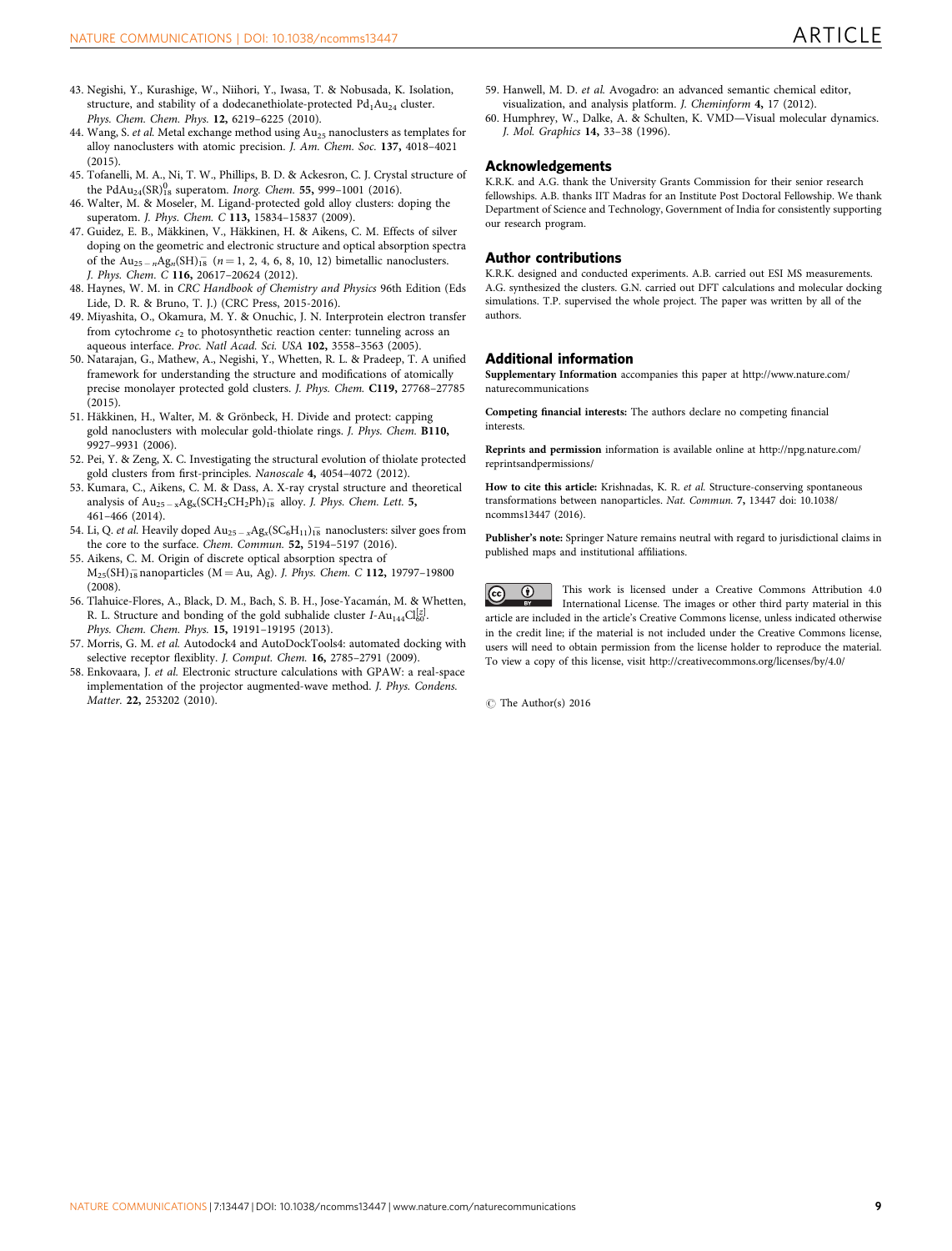43. Negishi, Y., Kurashige, W., Niihori, Y., Iwasa, T. & Nobusada, K. Isolation, structure, and stability of a dodecanethiolate-protected $Pd_1Au_{24}$ cluster. *Phys. Chem. Chem. Phys.* **12,** 6219–6225 (2010).
44. Wang, S. *et al.* Metal exchange method using $Au_{25}$ nanoclusters as templates for alloy nanoclusters with atomic precision. *J. Am. Chem. Soc.* **137,** 4018–4021 (2015).
45. Tofanelli, M. A., Ni, T. W., Phillips, B. D. & Ackerson, C. J. Crystal structure of the $PdAu_{24}(SR)_{18}^{0}$ superatom. *Inorg. Chem.* **55,** 999–1001 (2016).
46. Walter, M. & Moseler, M. Ligand-protected gold alloy clusters: doping the superatom. *J. Phys. Chem. C* **113,** 15834–15837 (2009).
47. Guidez, E. B., Mäkkinen, V., Häkkinen, H. & Aikens, C. M. Effects of silver doping on the geometric and electronic structure and optical absorption spectra of the $Au_{25-n}Ag_n(SH)_{18}^{-}$ ($n = 1$, 2, 4, 6, 8, 10, 12) bimetallic nanoclusters. *J. Phys. Chem. C* **116,** 20617–20624 (2012).
48. Haynes, W. M. in *CRC Handbook of Chemistry and Physics* 96th Edition (Eds Lide, D. R. & Bruno, T. J.) (CRC Press, 2015-2016).
49. Miyashita, O., Okamura, M. Y. & Onuchic, J. N. Interprotein electron transfer from cytochrome $c_2$ to photosynthetic reaction center: tunneling across an aqueous interface. *Proc. Natl Acad. Sci. USA* **102,** 3558–3563 (2005).
50. Natarajan, G., Mathew, A., Negishi, Y., Whetten, R. L. & Pradeep, T. A unified framework for understanding the structure and modifications of atomically precise monolayer protected gold clusters. *J. Phys. Chem.* **C119,** 27768–27785 (2015).
51. Häkkinen, H., Walter, M. & Grönbeck, H. Divide and protect: capping gold nanoclusters with molecular gold-thiolate rings. *J. Phys. Chem.* **B110,** 9927–9931 (2006).
52. Pei, Y. & Zeng, X. C. Investigating the structural evolution of thiolate protected gold clusters from first-principles. *Nanoscale* **4,** 4054–4072 (2012).
53. Kumara, C., Aikens, C. M. & Dass, A. X-ray crystal structure and theoretical analysis of $Au_{25-x}Ag_x(SCH_2CH_2Ph)_{18}^{-}$ alloy. *J. Phys. Chem. Lett.* **5,** 461–466 (2014).
54. Li, Q. *et al.* Heavily doped $Au_{25-x}Ag_x(SC_6H_{11})_{18}^{-}$ nanoclusters: silver goes from the core to the surface. *Chem. Commun.* **52,** 5194–5197 (2016).
55. Aikens, C. M. Origin of discrete optical absorption spectra of $M_{25}(SH)_{18}^{-}$ nanoparticles ($M = Au$, Ag). *J. Phys. Chem. C* **112,** 19797–19800 (2008).
56. Tlahuice-Flores, A., Black, D. M., Bach, S. B. H., Jose-Yacamán, M. & Whetten, R. L. Structure and bonding of the gold subhalide cluster *I*-$Au_{144}Cl_{60}^{[z]}$. *Phys. Chem. Chem. Phys.* **15,** 19191–19195 (2013).
57. Morris, G. M. *et al.* Autodock4 and AutoDockTools4: automated docking with selective receptor flexiblity. *J. Comput. Chem.* **16,** 2785–2791 (2009).
58. Enkovaara, J. *et al.* Electronic structure calculations with GPAW: a real-space implementation of the projector augmented-wave method. *J. Phys. Condens. Matter.* **22,** 253202 (2010).
59. Hanwell, M. D. *et al.* Avogadro: an advanced semantic chemical editor, visualization, and analysis platform. *J. Cheminform* **4,** 17 (2012).
60. Humphrey, W., Dalke, A. & Schulten, K. VMD—Visual molecular dynamics. *J. Mol. Graphics* **14,** 33–38 (1996).

## Acknowledgements

K.R.K. and A.G. thank the University Grants Commission for their senior research fellowships. A.B. thanks IIT Madras for an Institute Post Doctoral Fellowship. We thank Department of Science and Technology, Government of India for consistently supporting our research program.

## Author contributions

K.R.K. designed and conducted experiments. A.B. carried out ESI MS measurements. A.G. synthesized the clusters. G.N. carried out DFT calculations and molecular docking simulations. T.P. supervised the whole project. The paper was written by all of the authors.

## Additional information

**Supplementary Information** accompanies this paper at http://www.nature.com/naturecommunications

**Competing financial interests:** The authors declare no competing financial interests.

**Reprints and permission** information is available online at http://npg.nature.com/reprintsandpermissions/

**How to cite this article:** Krishnadas, K. R. *et al.* Structure-conserving spontaneous transformations between nanoparticles. *Nat. Commun.* **7,** 13447 doi: 10.1038/ncomms13447 (2016).

**Publisher's note:** Springer Nature remains neutral with regard to jurisdictional claims in published maps and institutional affiliations.

This work is licensed under a Creative Commons Attribution 4.0 International License. The images or other third party material in this article are included in the article's Creative Commons license, unless indicated otherwise in the credit line; if the material is not included under the Creative Commons license, users will need to obtain permission from the license holder to reproduce the material. To view a copy of this license, visit http://creativecommons.org/licenses/by/4.0/

© The Author(s) 2016